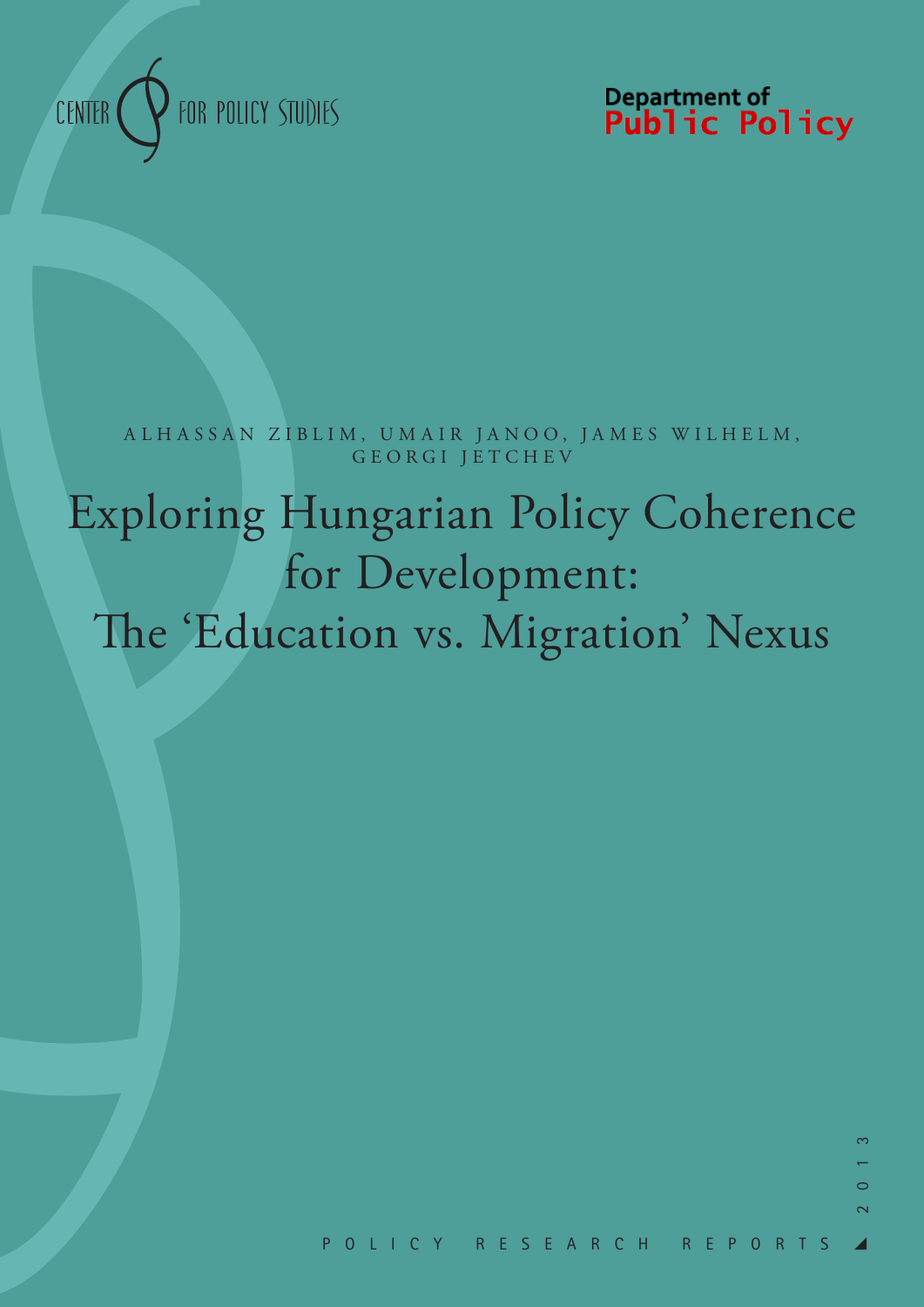CENTER FOR POLICY STUDIES

Department of Public Policy

ALHASSAN ZIBLIM, UMAIR JANOO, JAMES WILHELM, GEORGI JETCHEV

# Exploring Hungarian Policy Coherence for Development: The 'Education vs. Migration' Nexus

POLICY RESEARCH REPORTS

2013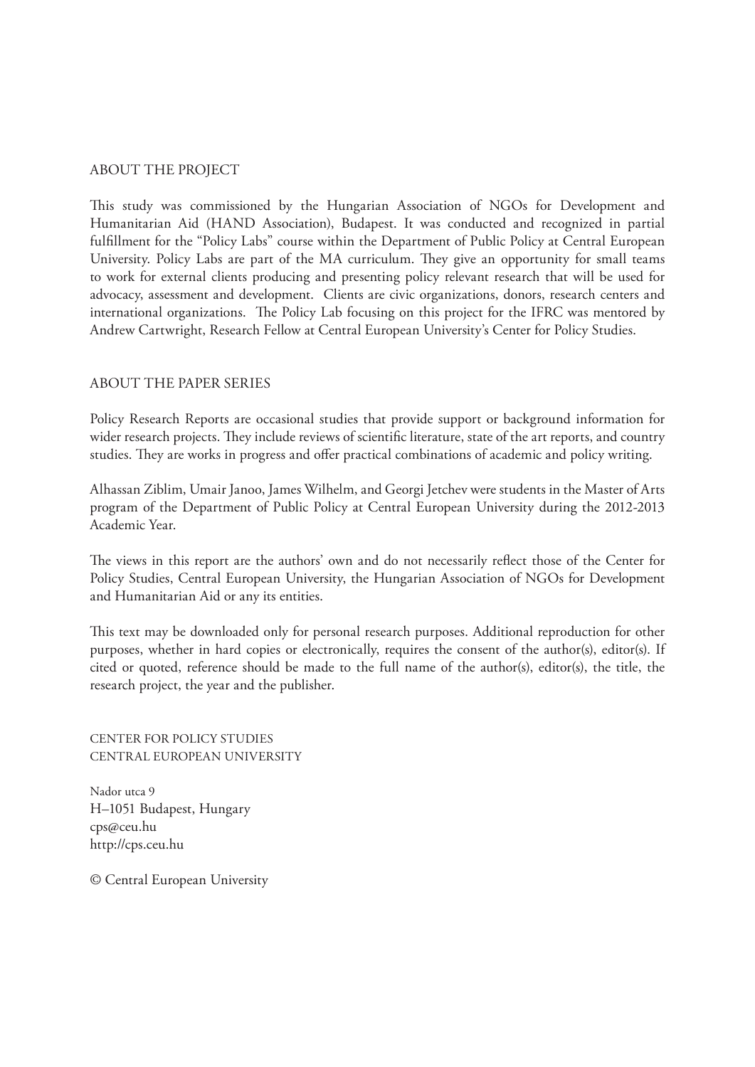## ABOUT THE PROJECT

This study was commissioned by the Hungarian Association of NGOs for Development and Humanitarian Aid (HAND Association), Budapest. It was conducted and recognized in partial fulfillment for the "Policy Labs" course within the Department of Public Policy at Central European University. Policy Labs are part of the MA curriculum. They give an opportunity for small teams to work for external clients producing and presenting policy relevant research that will be used for advocacy, assessment and development. Clients are civic organizations, donors, research centers and international organizations. The Policy Lab focusing on this project for the IFRC was mentored by Andrew Cartwright, Research Fellow at Central European University's Center for Policy Studies.

## ABOUT THE PAPER SERIES

Policy Research Reports are occasional studies that provide support or background information for wider research projects. They include reviews of scientific literature, state of the art reports, and country studies. They are works in progress and offer practical combinations of academic and policy writing.

Alhassan Ziblim, Umair Janoo, James Wilhelm, and Georgi Jetchev were students in the Master of Arts program of the Department of Public Policy at Central European University during the 2012-2013 Academic Year.

The views in this report are the authors' own and do not necessarily reflect those of the Center for Policy Studies, Central European University, the Hungarian Association of NGOs for Development and Humanitarian Aid or any its entities.

This text may be downloaded only for personal research purposes. Additional reproduction for other purposes, whether in hard copies or electronically, requires the consent of the author(s), editor(s). If cited or quoted, reference should be made to the full name of the author(s), editor(s), the title, the research project, the year and the publisher.

CENTER FOR POLICY STUDIES
CENTRAL EUROPEAN UNIVERSITY

Nador utca 9
H–1051 Budapest, Hungary
cps@ceu.hu
http://cps.ceu.hu

© Central European University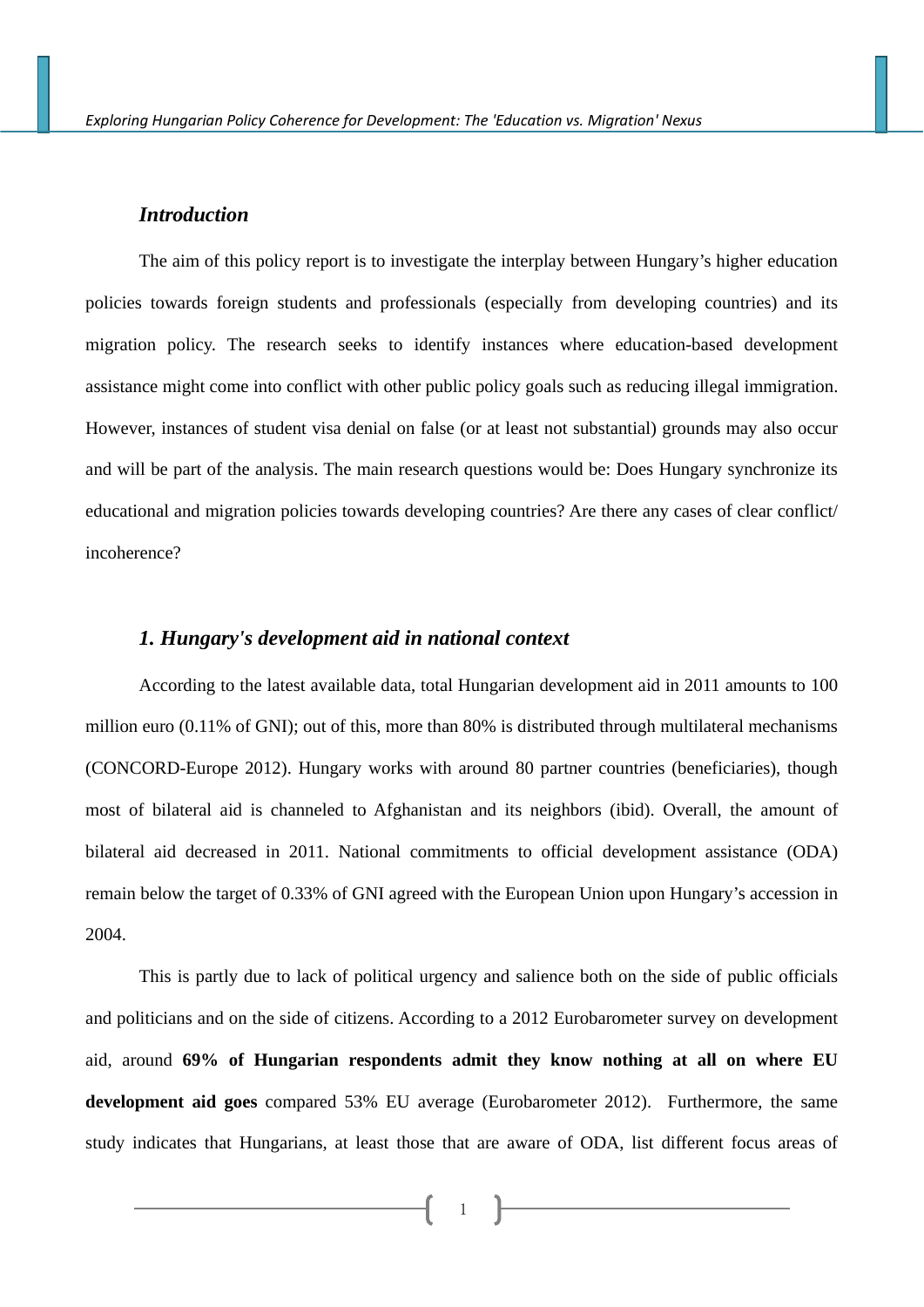## *Introduction*

The aim of this policy report is to investigate the interplay between Hungary's higher education policies towards foreign students and professionals (especially from developing countries) and its migration policy. The research seeks to identify instances where education-based development assistance might come into conflict with other public policy goals such as reducing illegal immigration. However, instances of student visa denial on false (or at least not substantial) grounds may also occur and will be part of the analysis. The main research questions would be: Does Hungary synchronize its educational and migration policies towards developing countries? Are there any cases of clear conflict/ incoherence?

## *1. Hungary's development aid in national context*

According to the latest available data, total Hungarian development aid in 2011 amounts to 100 million euro (0.11% of GNI); out of this, more than 80% is distributed through multilateral mechanisms (CONCORD-Europe 2012). Hungary works with around 80 partner countries (beneficiaries), though most of bilateral aid is channeled to Afghanistan and its neighbors (ibid). Overall, the amount of bilateral aid decreased in 2011. National commitments to official development assistance (ODA) remain below the target of 0.33% of GNI agreed with the European Union upon Hungary's accession in 2004.

This is partly due to lack of political urgency and salience both on the side of public officials and politicians and on the side of citizens. According to a 2012 Eurobarometer survey on development aid, around **69% of Hungarian respondents admit they know nothing at all on where EU development aid goes** compared 53% EU average (Eurobarometer 2012). Furthermore, the same study indicates that Hungarians, at least those that are aware of ODA, list different focus areas of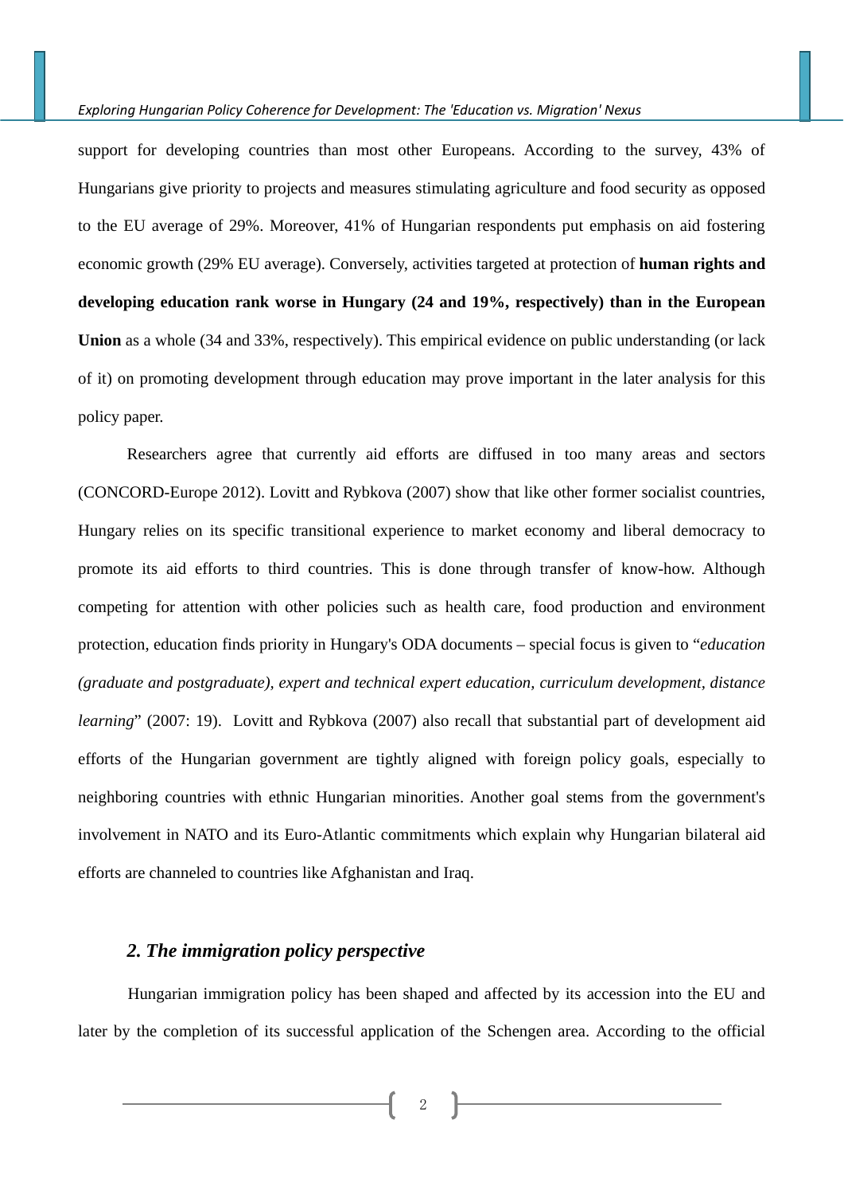support for developing countries than most other Europeans. According to the survey, 43% of Hungarians give priority to projects and measures stimulating agriculture and food security as opposed to the EU average of 29%. Moreover, 41% of Hungarian respondents put emphasis on aid fostering economic growth (29% EU average). Conversely, activities targeted at protection of **human rights and developing education rank worse in Hungary (24 and 19%, respectively) than in the European Union** as a whole (34 and 33%, respectively). This empirical evidence on public understanding (or lack of it) on promoting development through education may prove important in the later analysis for this policy paper.

Researchers agree that currently aid efforts are diffused in too many areas and sectors (CONCORD-Europe 2012). Lovitt and Rybkova (2007) show that like other former socialist countries, Hungary relies on its specific transitional experience to market economy and liberal democracy to promote its aid efforts to third countries. This is done through transfer of know-how. Although competing for attention with other policies such as health care, food production and environment protection, education finds priority in Hungary's ODA documents – special focus is given to "*education (graduate and postgraduate), expert and technical expert education, curriculum development, distance learning*" (2007: 19). Lovitt and Rybkova (2007) also recall that substantial part of development aid efforts of the Hungarian government are tightly aligned with foreign policy goals, especially to neighboring countries with ethnic Hungarian minorities. Another goal stems from the government's involvement in NATO and its Euro-Atlantic commitments which explain why Hungarian bilateral aid efforts are channeled to countries like Afghanistan and Iraq.

## *2. The immigration policy perspective*

Hungarian immigration policy has been shaped and affected by its accession into the EU and later by the completion of its successful application of the Schengen area. According to the official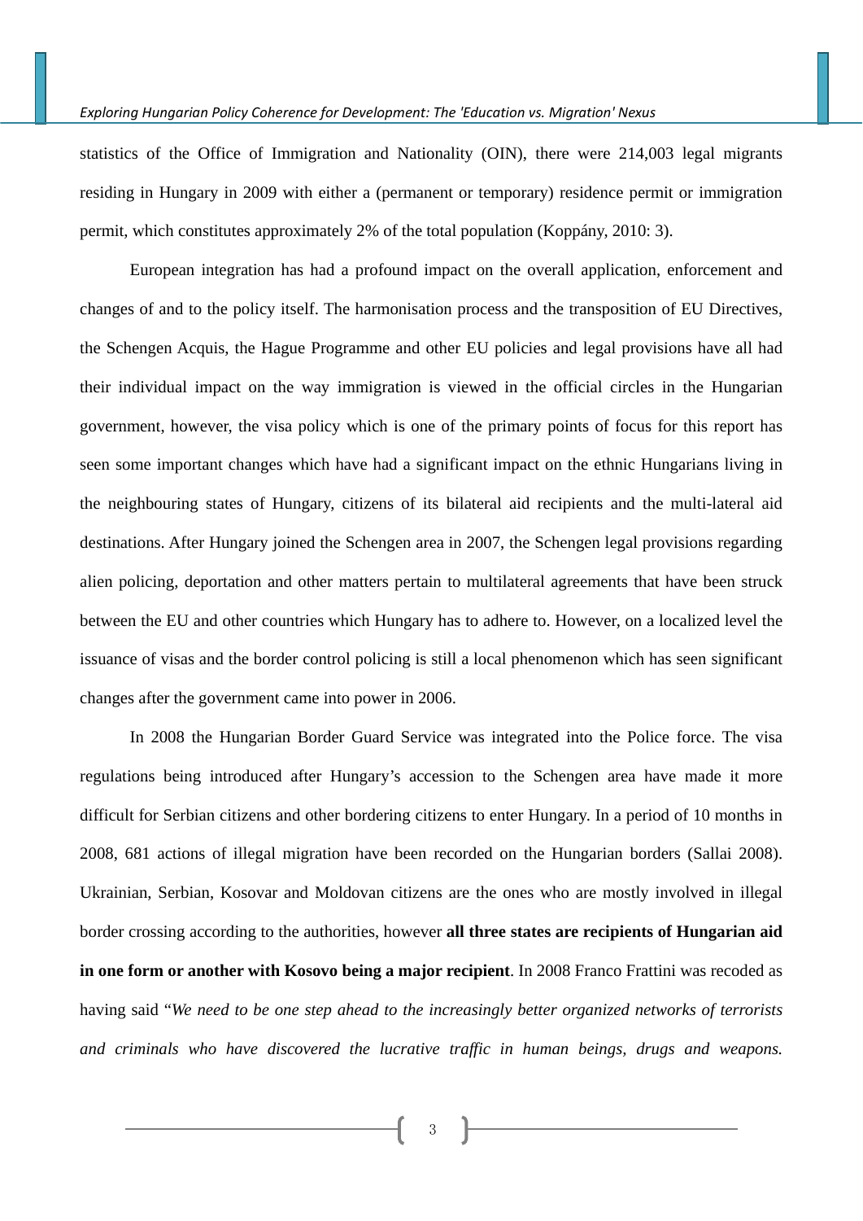statistics of the Office of Immigration and Nationality (OIN), there were 214,003 legal migrants residing in Hungary in 2009 with either a (permanent or temporary) residence permit or immigration permit, which constitutes approximately 2% of the total population (Koppány, 2010: 3).

European integration has had a profound impact on the overall application, enforcement and changes of and to the policy itself. The harmonisation process and the transposition of EU Directives, the Schengen Acquis, the Hague Programme and other EU policies and legal provisions have all had their individual impact on the way immigration is viewed in the official circles in the Hungarian government, however, the visa policy which is one of the primary points of focus for this report has seen some important changes which have had a significant impact on the ethnic Hungarians living in the neighbouring states of Hungary, citizens of its bilateral aid recipients and the multi-lateral aid destinations. After Hungary joined the Schengen area in 2007, the Schengen legal provisions regarding alien policing, deportation and other matters pertain to multilateral agreements that have been struck between the EU and other countries which Hungary has to adhere to. However, on a localized level the issuance of visas and the border control policing is still a local phenomenon which has seen significant changes after the government came into power in 2006.

In 2008 the Hungarian Border Guard Service was integrated into the Police force. The visa regulations being introduced after Hungary's accession to the Schengen area have made it more difficult for Serbian citizens and other bordering citizens to enter Hungary. In a period of 10 months in 2008, 681 actions of illegal migration have been recorded on the Hungarian borders (Sallai 2008). Ukrainian, Serbian, Kosovar and Moldovan citizens are the ones who are mostly involved in illegal border crossing according to the authorities, however **all three states are recipients of Hungarian aid in one form or another with Kosovo being a major recipient**. In 2008 Franco Frattini was recoded as having said "*We need to be one step ahead to the increasingly better organized networks of terrorists and criminals who have discovered the lucrative traffic in human beings, drugs and weapons.*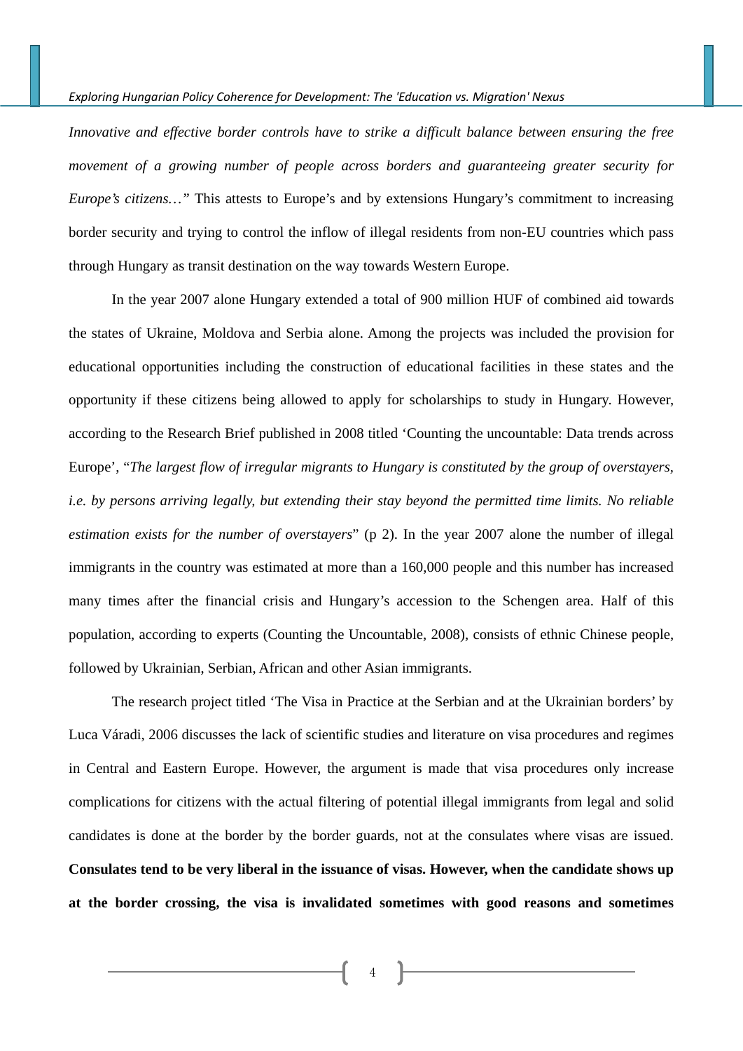*Innovative and effective border controls have to strike a difficult balance between ensuring the free movement of a growing number of people across borders and guaranteeing greater security for Europe's citizens…"* This attests to Europe's and by extensions Hungary's commitment to increasing border security and trying to control the inflow of illegal residents from non-EU countries which pass through Hungary as transit destination on the way towards Western Europe.

In the year 2007 alone Hungary extended a total of 900 million HUF of combined aid towards the states of Ukraine, Moldova and Serbia alone. Among the projects was included the provision for educational opportunities including the construction of educational facilities in these states and the opportunity if these citizens being allowed to apply for scholarships to study in Hungary. However, according to the Research Brief published in 2008 titled 'Counting the uncountable: Data trends across Europe', "*The largest flow of irregular migrants to Hungary is constituted by the group of overstayers, i.e. by persons arriving legally, but extending their stay beyond the permitted time limits. No reliable estimation exists for the number of overstayers*" (p 2). In the year 2007 alone the number of illegal immigrants in the country was estimated at more than a 160,000 people and this number has increased many times after the financial crisis and Hungary's accession to the Schengen area. Half of this population, according to experts (Counting the Uncountable, 2008), consists of ethnic Chinese people, followed by Ukrainian, Serbian, African and other Asian immigrants.

The research project titled 'The Visa in Practice at the Serbian and at the Ukrainian borders' by Luca Váradi, 2006 discusses the lack of scientific studies and literature on visa procedures and regimes in Central and Eastern Europe. However, the argument is made that visa procedures only increase complications for citizens with the actual filtering of potential illegal immigrants from legal and solid candidates is done at the border by the border guards, not at the consulates where visas are issued. **Consulates tend to be very liberal in the issuance of visas. However, when the candidate shows up at the border crossing, the visa is invalidated sometimes with good reasons and sometimes**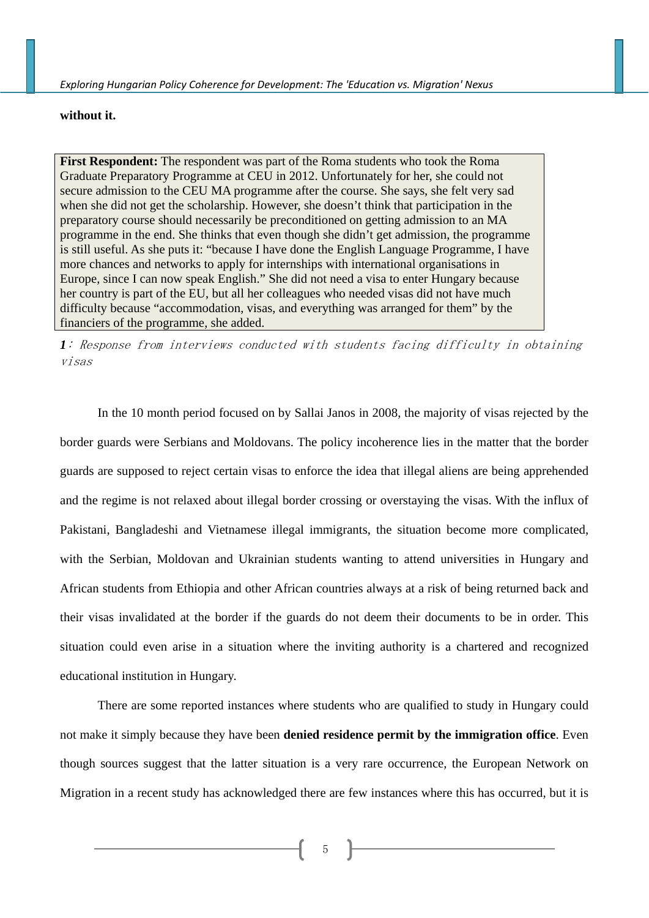**without it.**

> **First Respondent:** The respondent was part of the Roma students who took the Roma Graduate Preparatory Programme at CEU in 2012. Unfortunately for her, she could not secure admission to the CEU MA programme after the course. She says, she felt very sad when she did not get the scholarship. However, she doesn't think that participation in the preparatory course should necessarily be preconditioned on getting admission to an MA programme in the end. She thinks that even though she didn't get admission, the programme is still useful. As she puts it: "because I have done the English Language Programme, I have more chances and networks to apply for internships with international organisations in Europe, since I can now speak English." She did not need a visa to enter Hungary because her country is part of the EU, but all her colleagues who needed visas did not have much difficulty because "accommodation, visas, and everything was arranged for them" by the financiers of the programme, she added.

***1**: Response from interviews conducted with students facing difficulty in obtaining visas*

In the 10 month period focused on by Sallai Janos in 2008, the majority of visas rejected by the border guards were Serbians and Moldovans. The policy incoherence lies in the matter that the border guards are supposed to reject certain visas to enforce the idea that illegal aliens are being apprehended and the regime is not relaxed about illegal border crossing or overstaying the visas. With the influx of Pakistani, Bangladeshi and Vietnamese illegal immigrants, the situation become more complicated, with the Serbian, Moldovan and Ukrainian students wanting to attend universities in Hungary and African students from Ethiopia and other African countries always at a risk of being returned back and their visas invalidated at the border if the guards do not deem their documents to be in order. This situation could even arise in a situation where the inviting authority is a chartered and recognized educational institution in Hungary.

There are some reported instances where students who are qualified to study in Hungary could not make it simply because they have been **denied residence permit by the immigration office**. Even though sources suggest that the latter situation is a very rare occurrence, the European Network on Migration in a recent study has acknowledged there are few instances where this has occurred, but it is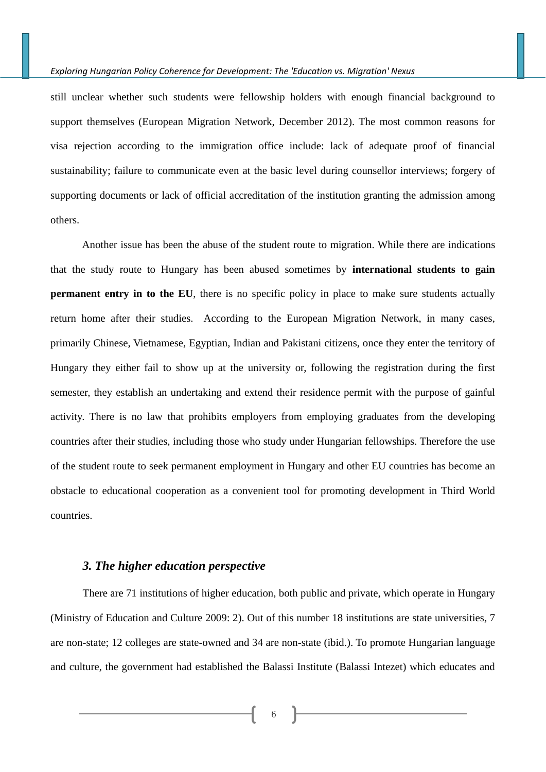still unclear whether such students were fellowship holders with enough financial background to support themselves (European Migration Network, December 2012). The most common reasons for visa rejection according to the immigration office include: lack of adequate proof of financial sustainability; failure to communicate even at the basic level during counsellor interviews; forgery of supporting documents or lack of official accreditation of the institution granting the admission among others.

Another issue has been the abuse of the student route to migration. While there are indications that the study route to Hungary has been abused sometimes by **international students to gain permanent entry in to the EU**, there is no specific policy in place to make sure students actually return home after their studies. According to the European Migration Network, in many cases, primarily Chinese, Vietnamese, Egyptian, Indian and Pakistani citizens, once they enter the territory of Hungary they either fail to show up at the university or, following the registration during the first semester, they establish an undertaking and extend their residence permit with the purpose of gainful activity. There is no law that prohibits employers from employing graduates from the developing countries after their studies, including those who study under Hungarian fellowships. Therefore the use of the student route to seek permanent employment in Hungary and other EU countries has become an obstacle to educational cooperation as a convenient tool for promoting development in Third World countries.

### *3. The higher education perspective*

There are 71 institutions of higher education, both public and private, which operate in Hungary (Ministry of Education and Culture 2009: 2). Out of this number 18 institutions are state universities, 7 are non-state; 12 colleges are state-owned and 34 are non-state (ibid.). To promote Hungarian language and culture, the government had established the Balassi Institute (Balassi Intezet) which educates and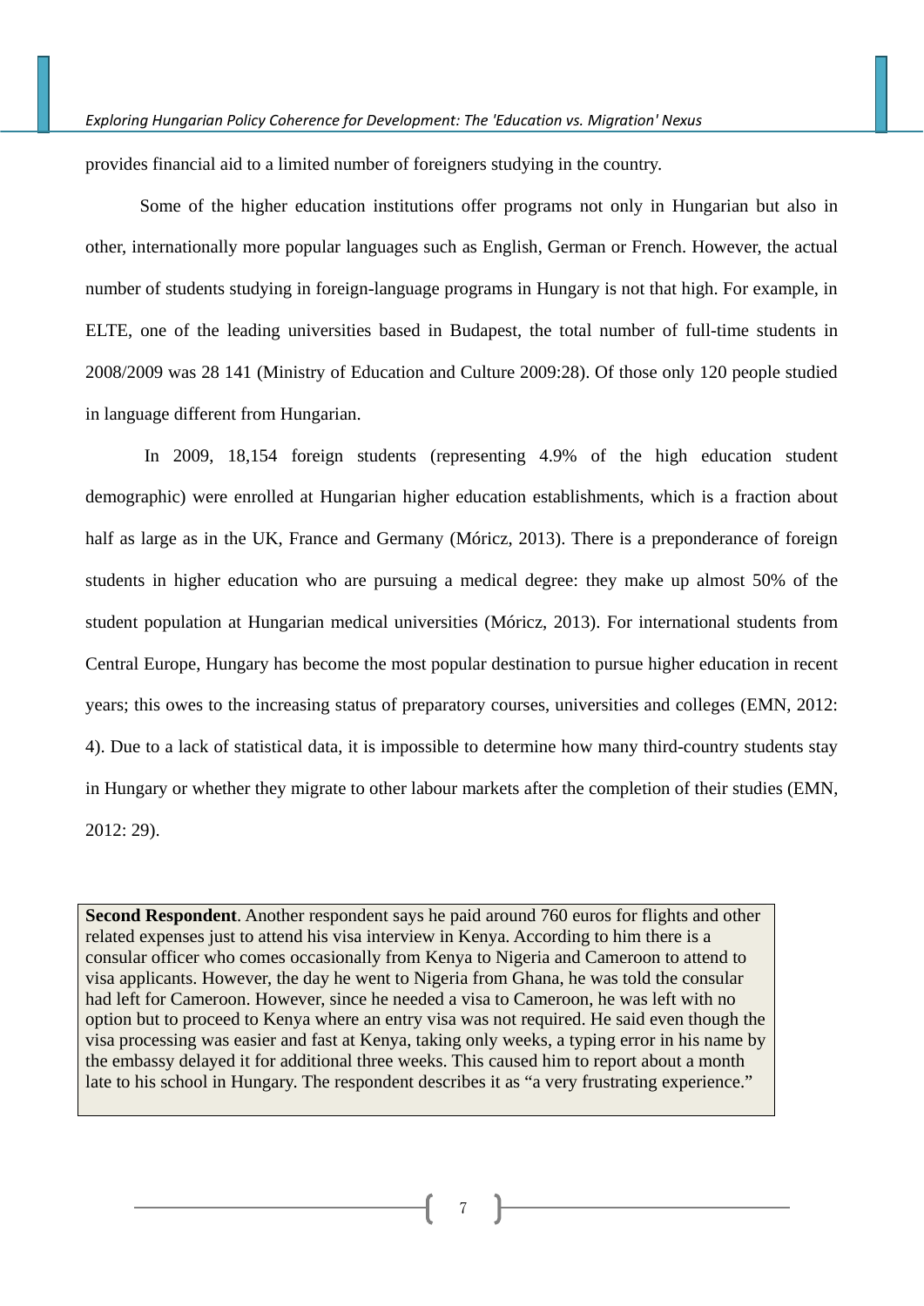provides financial aid to a limited number of foreigners studying in the country.

Some of the higher education institutions offer programs not only in Hungarian but also in other, internationally more popular languages such as English, German or French. However, the actual number of students studying in foreign-language programs in Hungary is not that high. For example, in ELTE, one of the leading universities based in Budapest, the total number of full-time students in 2008/2009 was 28 141 (Ministry of Education and Culture 2009:28). Of those only 120 people studied in language different from Hungarian.

In 2009, 18,154 foreign students (representing 4.9% of the high education student demographic) were enrolled at Hungarian higher education establishments, which is a fraction about half as large as in the UK, France and Germany (Móricz, 2013). There is a preponderance of foreign students in higher education who are pursuing a medical degree: they make up almost 50% of the student population at Hungarian medical universities (Móricz, 2013). For international students from Central Europe, Hungary has become the most popular destination to pursue higher education in recent years; this owes to the increasing status of preparatory courses, universities and colleges (EMN, 2012: 4). Due to a lack of statistical data, it is impossible to determine how many third-country students stay in Hungary or whether they migrate to other labour markets after the completion of their studies (EMN, 2012: 29).

**Second Respondent**. Another respondent says he paid around 760 euros for flights and other related expenses just to attend his visa interview in Kenya. According to him there is a consular officer who comes occasionally from Kenya to Nigeria and Cameroon to attend to visa applicants. However, the day he went to Nigeria from Ghana, he was told the consular had left for Cameroon. However, since he needed a visa to Cameroon, he was left with no option but to proceed to Kenya where an entry visa was not required. He said even though the visa processing was easier and fast at Kenya, taking only weeks, a typing error in his name by the embassy delayed it for additional three weeks. This caused him to report about a month late to his school in Hungary. The respondent describes it as "a very frustrating experience."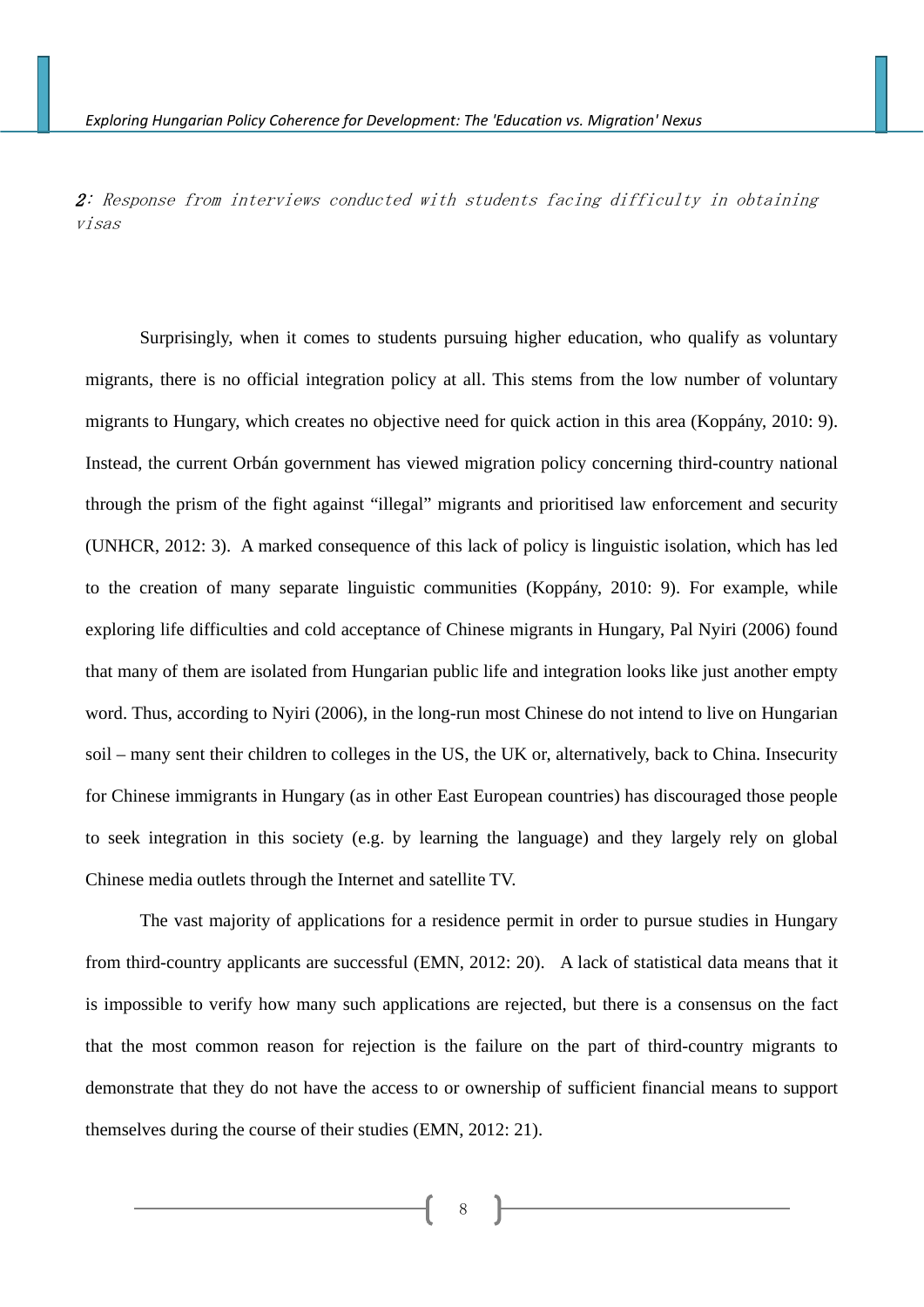*2: Response from interviews conducted with students facing difficulty in obtaining visas*

Surprisingly, when it comes to students pursuing higher education, who qualify as voluntary migrants, there is no official integration policy at all. This stems from the low number of voluntary migrants to Hungary, which creates no objective need for quick action in this area (Koppány, 2010: 9). Instead, the current Orbán government has viewed migration policy concerning third-country national through the prism of the fight against "illegal" migrants and prioritised law enforcement and security (UNHCR, 2012: 3). A marked consequence of this lack of policy is linguistic isolation, which has led to the creation of many separate linguistic communities (Koppány, 2010: 9). For example, while exploring life difficulties and cold acceptance of Chinese migrants in Hungary, Pal Nyiri (2006) found that many of them are isolated from Hungarian public life and integration looks like just another empty word. Thus, according to Nyiri (2006), in the long-run most Chinese do not intend to live on Hungarian soil – many sent their children to colleges in the US, the UK or, alternatively, back to China. Insecurity for Chinese immigrants in Hungary (as in other East European countries) has discouraged those people to seek integration in this society (e.g. by learning the language) and they largely rely on global Chinese media outlets through the Internet and satellite TV.

The vast majority of applications for a residence permit in order to pursue studies in Hungary from third-country applicants are successful (EMN, 2012: 20). A lack of statistical data means that it is impossible to verify how many such applications are rejected, but there is a consensus on the fact that the most common reason for rejection is the failure on the part of third-country migrants to demonstrate that they do not have the access to or ownership of sufficient financial means to support themselves during the course of their studies (EMN, 2012: 21).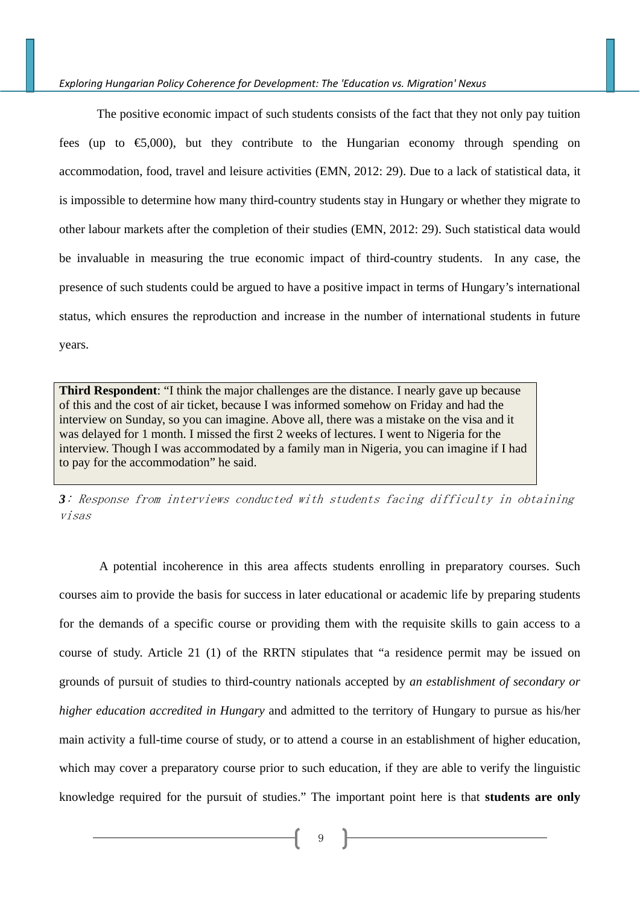The positive economic impact of such students consists of the fact that they not only pay tuition fees (up to €5,000), but they contribute to the Hungarian economy through spending on accommodation, food, travel and leisure activities (EMN, 2012: 29). Due to a lack of statistical data, it is impossible to determine how many third-country students stay in Hungary or whether they migrate to other labour markets after the completion of their studies (EMN, 2012: 29). Such statistical data would be invaluable in measuring the true economic impact of third-country students. In any case, the presence of such students could be argued to have a positive impact in terms of Hungary's international status, which ensures the reproduction and increase in the number of international students in future years.

> **Third Respondent**: "I think the major challenges are the distance. I nearly gave up because of this and the cost of air ticket, because I was informed somehow on Friday and had the interview on Sunday, so you can imagine. Above all, there was a mistake on the visa and it was delayed for 1 month. I missed the first 2 weeks of lectures. I went to Nigeria for the interview. Though I was accommodated by a family man in Nigeria, you can imagine if I had to pay for the accommodation" he said.

***3***: *Response from interviews conducted with students facing difficulty in obtaining visas*

A potential incoherence in this area affects students enrolling in preparatory courses. Such courses aim to provide the basis for success in later educational or academic life by preparing students for the demands of a specific course or providing them with the requisite skills to gain access to a course of study. Article 21 (1) of the RRTN stipulates that "a residence permit may be issued on grounds of pursuit of studies to third-country nationals accepted by *an establishment of secondary or higher education accredited in Hungary* and admitted to the territory of Hungary to pursue as his/her main activity a full-time course of study, or to attend a course in an establishment of higher education, which may cover a preparatory course prior to such education, if they are able to verify the linguistic knowledge required for the pursuit of studies." The important point here is that **students are only**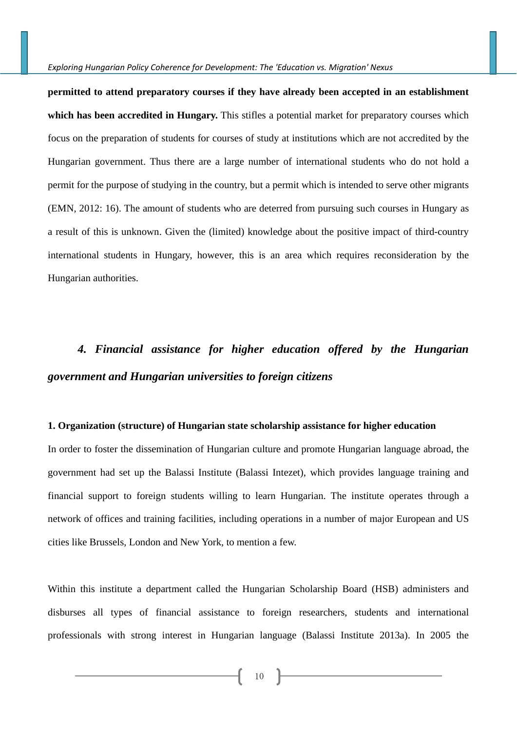**permitted to attend preparatory courses if they have already been accepted in an establishment which has been accredited in Hungary.** This stifles a potential market for preparatory courses which focus on the preparation of students for courses of study at institutions which are not accredited by the Hungarian government. Thus there are a large number of international students who do not hold a permit for the purpose of studying in the country, but a permit which is intended to serve other migrants (EMN, 2012: 16). The amount of students who are deterred from pursuing such courses in Hungary as a result of this is unknown. Given the (limited) knowledge about the positive impact of third-country international students in Hungary, however, this is an area which requires reconsideration by the Hungarian authorities.

## *4. Financial assistance for higher education offered by the Hungarian government and Hungarian universities to foreign citizens*

### 1. Organization (structure) of Hungarian state scholarship assistance for higher education

In order to foster the dissemination of Hungarian culture and promote Hungarian language abroad, the government had set up the Balassi Institute (Balassi Intezet), which provides language training and financial support to foreign students willing to learn Hungarian. The institute operates through a network of offices and training facilities, including operations in a number of major European and US cities like Brussels, London and New York, to mention a few.

Within this institute a department called the Hungarian Scholarship Board (HSB) administers and disburses all types of financial assistance to foreign researchers, students and international professionals with strong interest in Hungarian language (Balassi Institute 2013a). In 2005 the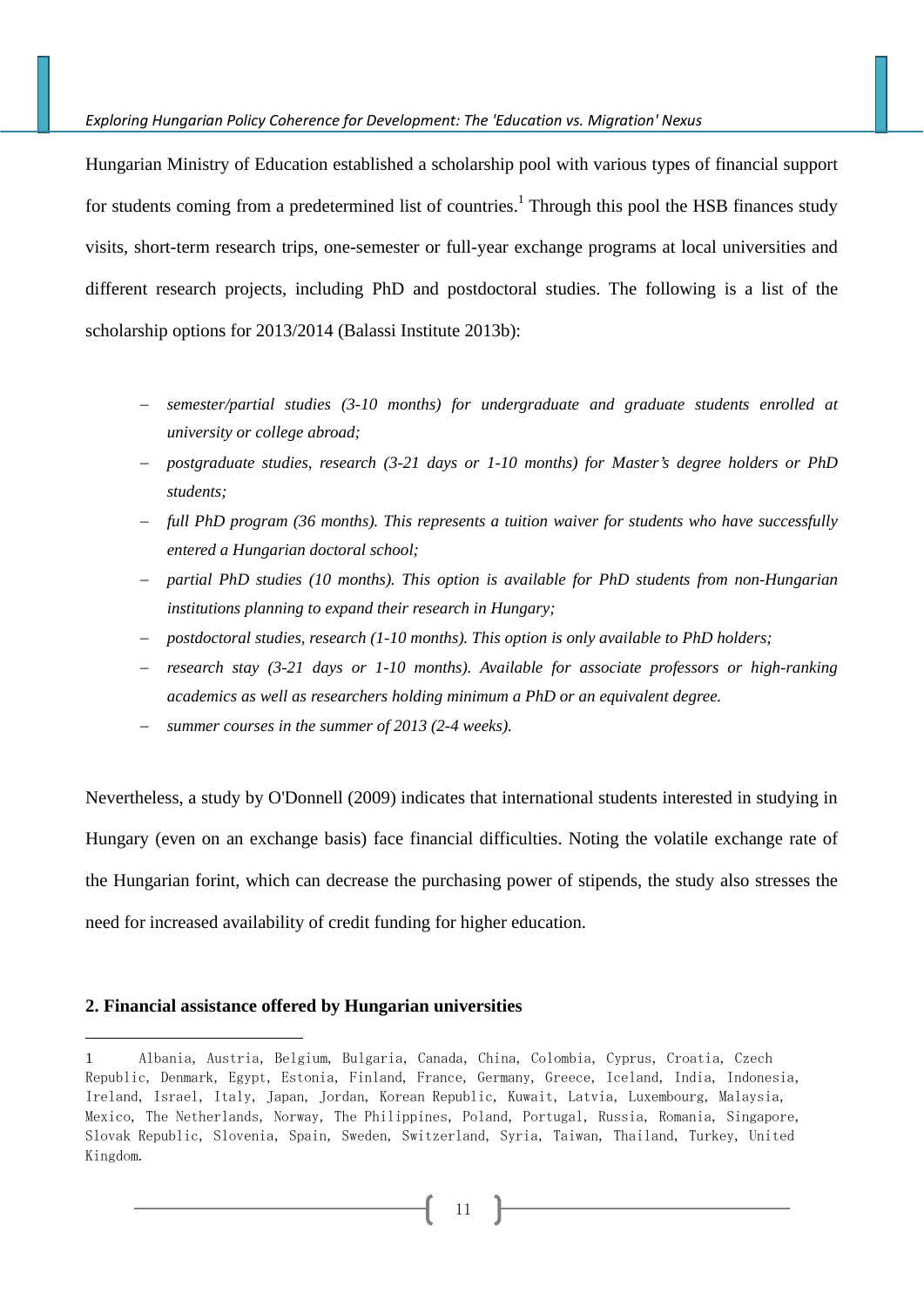Hungarian Ministry of Education established a scholarship pool with various types of financial support for students coming from a predetermined list of countries.[1] Through this pool the HSB finances study visits, short-term research trips, one-semester or full-year exchange programs at local universities and different research projects, including PhD and postdoctoral studies. The following is a list of the scholarship options for 2013/2014 (Balassi Institute 2013b):

- *semester/partial studies (3-10 months) for undergraduate and graduate students enrolled at university or college abroad;*
- *postgraduate studies, research (3-21 days or 1-10 months) for Master's degree holders or PhD students;*
- *full PhD program (36 months). This represents a tuition waiver for students who have successfully entered a Hungarian doctoral school;*
- *partial PhD studies (10 months). This option is available for PhD students from non-Hungarian institutions planning to expand their research in Hungary;*
- *postdoctoral studies, research (1-10 months). This option is only available to PhD holders;*
- *research stay (3-21 days or 1-10 months). Available for associate professors or high-ranking academics as well as researchers holding minimum a PhD or an equivalent degree.*
- *summer courses in the summer of 2013 (2-4 weeks).*

Nevertheless, a study by O'Donnell (2009) indicates that international students interested in studying in Hungary (even on an exchange basis) face financial difficulties. Noting the volatile exchange rate of the Hungarian forint, which can decrease the purchasing power of stipends, the study also stresses the need for increased availability of credit funding for higher education.

**2. Financial assistance offered by Hungarian universities**

---

[1] Albania, Austria, Belgium, Bulgaria, Canada, China, Colombia, Cyprus, Croatia, Czech Republic, Denmark, Egypt, Estonia, Finland, France, Germany, Greece, Iceland, India, Indonesia, Ireland, Israel, Italy, Japan, Jordan, Korean Republic, Kuwait, Latvia, Luxembourg, Malaysia, Mexico, The Netherlands, Norway, The Philippines, Poland, Portugal, Russia, Romania, Singapore, Slovak Republic, Slovenia, Spain, Sweden, Switzerland, Syria, Taiwan, Thailand, Turkey, United Kingdom.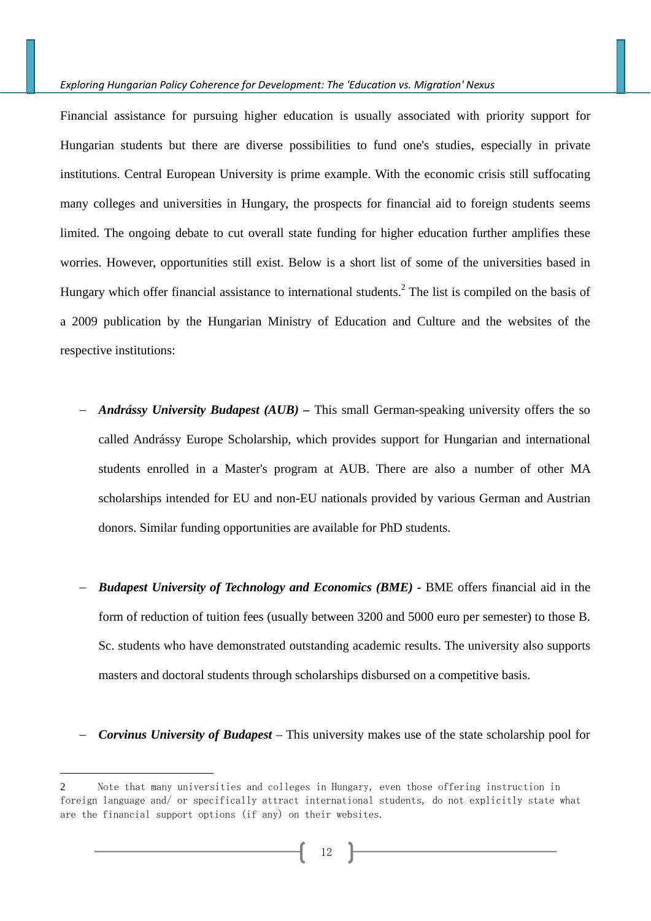Financial assistance for pursuing higher education is usually associated with priority support for Hungarian students but there are diverse possibilities to fund one's studies, especially in private institutions. Central European University is prime example. With the economic crisis still suffocating many colleges and universities in Hungary, the prospects for financial aid to foreign students seems limited. The ongoing debate to cut overall state funding for higher education further amplifies these worries. However, opportunities still exist. Below is a short list of some of the universities based in Hungary which offer financial assistance to international students.[2] The list is compiled on the basis of a 2009 publication by the Hungarian Ministry of Education and Culture and the websites of the respective institutions:

- ***Andrássy University Budapest (AUB)*** **–** This small German-speaking university offers the so called Andrássy Europe Scholarship, which provides support for Hungarian and international students enrolled in a Master's program at AUB. There are also a number of other MA scholarships intended for EU and non-EU nationals provided by various German and Austrian donors. Similar funding opportunities are available for PhD students.

- ***Budapest University of Technology and Economics (BME)*** - BME offers financial aid in the form of reduction of tuition fees (usually between 3200 and 5000 euro per semester) to those B. Sc. students who have demonstrated outstanding academic results. The university also supports masters and doctoral students through scholarships disbursed on a competitive basis.

- ***Corvinus University of Budapest*** – This university makes use of the state scholarship pool for

---

2 Note that many universities and colleges in Hungary, even those offering instruction in foreign language and/ or specifically attract international students, do not explicitly state what are the financial support options (if any) on their websites.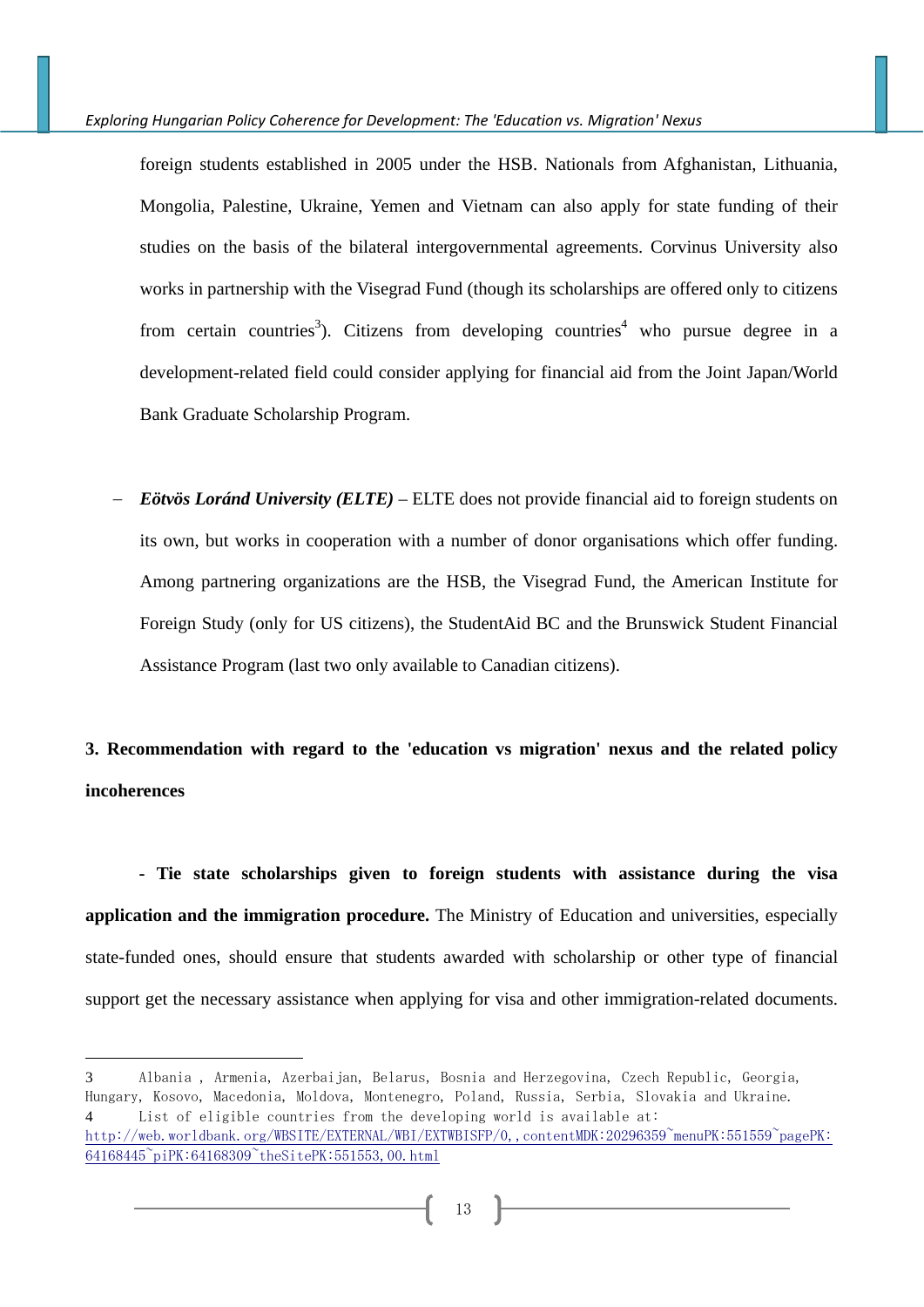foreign students established in 2005 under the HSB. Nationals from Afghanistan, Lithuania, Mongolia, Palestine, Ukraine, Yemen and Vietnam can also apply for state funding of their studies on the basis of the bilateral intergovernmental agreements. Corvinus University also works in partnership with the Visegrad Fund (though its scholarships are offered only to citizens from certain countries[3]). Citizens from developing countries[4] who pursue degree in a development-related field could consider applying for financial aid from the Joint Japan/World Bank Graduate Scholarship Program.

- ***Eötvös Loránd University (ELTE)*** – ELTE does not provide financial aid to foreign students on its own, but works in cooperation with a number of donor organisations which offer funding. Among partnering organizations are the HSB, the Visegrad Fund, the American Institute for Foreign Study (only for US citizens), the StudentAid BC and the Brunswick Student Financial Assistance Program (last two only available to Canadian citizens).

## 3. Recommendation with regard to the 'education vs migration' nexus and the related policy incoherences

**- Tie state scholarships given to foreign students with assistance during the visa application and the immigration procedure.** The Ministry of Education and universities, especially state-funded ones, should ensure that students awarded with scholarship or other type of financial support get the necessary assistance when applying for visa and other immigration-related documents.

---

3 Albania , Armenia, Azerbaijan, Belarus, Bosnia and Herzegovina, Czech Republic, Georgia, Hungary, Kosovo, Macedonia, Moldova, Montenegro, Poland, Russia, Serbia, Slovakia and Ukraine.

4 List of eligible countries from the developing world is available at: http://web.worldbank.org/WBSITE/EXTERNAL/WBI/EXTWBISFP/0,,contentMDK:20296359~menuPK:551559~pagePK:64168445~piPK:64168309~theSitePK:551553,00.html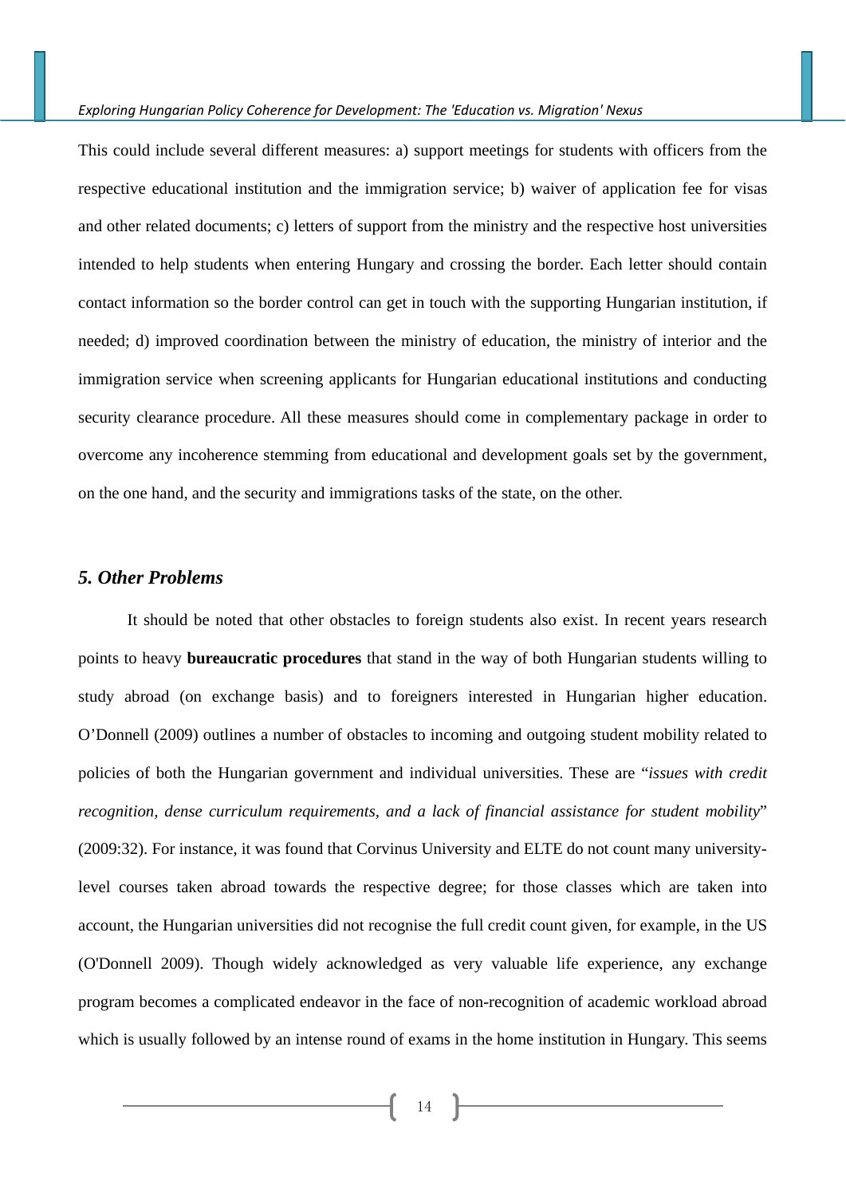This could include several different measures: a) support meetings for students with officers from the respective educational institution and the immigration service; b) waiver of application fee for visas and other related documents; c) letters of support from the ministry and the respective host universities intended to help students when entering Hungary and crossing the border. Each letter should contain contact information so the border control can get in touch with the supporting Hungarian institution, if needed; d) improved coordination between the ministry of education, the ministry of interior and the immigration service when screening applicants for Hungarian educational institutions and conducting security clearance procedure. All these measures should come in complementary package in order to overcome any incoherence stemming from educational and development goals set by the government, on the one hand, and the security and immigrations tasks of the state, on the other.

## *5. Other Problems*

It should be noted that other obstacles to foreign students also exist. In recent years research points to heavy **bureaucratic procedures** that stand in the way of both Hungarian students willing to study abroad (on exchange basis) and to foreigners interested in Hungarian higher education. O'Donnell (2009) outlines a number of obstacles to incoming and outgoing student mobility related to policies of both the Hungarian government and individual universities. These are "*issues with credit recognition, dense curriculum requirements, and a lack of financial assistance for student mobility*" (2009:32). For instance, it was found that Corvinus University and ELTE do not count many university-level courses taken abroad towards the respective degree; for those classes which are taken into account, the Hungarian universities did not recognise the full credit count given, for example, in the US (O'Donnell 2009). Though widely acknowledged as very valuable life experience, any exchange program becomes a complicated endeavor in the face of non-recognition of academic workload abroad which is usually followed by an intense round of exams in the home institution in Hungary. This seems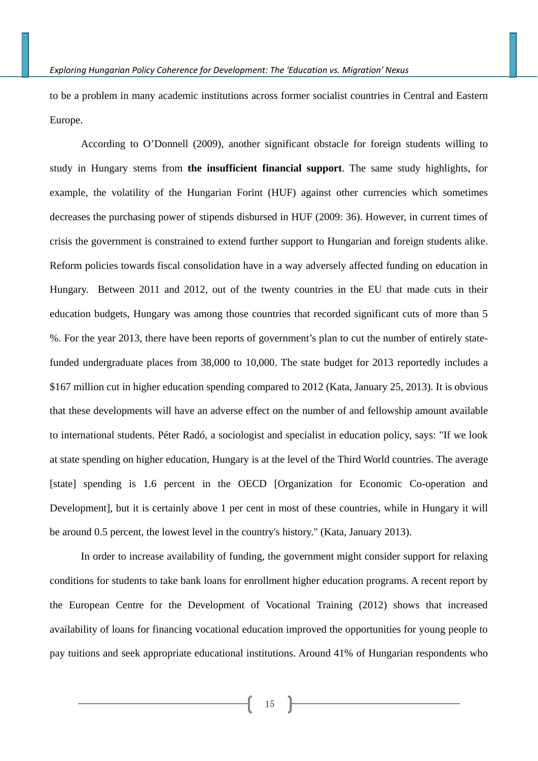to be a problem in many academic institutions across former socialist countries in Central and Eastern Europe.

According to O'Donnell (2009), another significant obstacle for foreign students willing to study in Hungary stems from **the insufficient financial support**. The same study highlights, for example, the volatility of the Hungarian Forint (HUF) against other currencies which sometimes decreases the purchasing power of stipends disbursed in HUF (2009: 36). However, in current times of crisis the government is constrained to extend further support to Hungarian and foreign students alike. Reform policies towards fiscal consolidation have in a way adversely affected funding on education in Hungary. Between 2011 and 2012, out of the twenty countries in the EU that made cuts in their education budgets, Hungary was among those countries that recorded significant cuts of more than 5 %. For the year 2013, there have been reports of government's plan to cut the number of entirely state-funded undergraduate places from 38,000 to 10,000. The state budget for 2013 reportedly includes a $167 million cut in higher education spending compared to 2012 (Kata, January 25, 2013). It is obvious that these developments will have an adverse effect on the number of and fellowship amount available to international students. Péter Radó, a sociologist and specialist in education policy, says: "If we look at state spending on higher education, Hungary is at the level of the Third World countries. The average [state] spending is 1.6 percent in the OECD [Organization for Economic Co-operation and Development], but it is certainly above 1 per cent in most of these countries, while in Hungary it will be around 0.5 percent, the lowest level in the country's history." (Kata, January 2013).

In order to increase availability of funding, the government might consider support for relaxing conditions for students to take bank loans for enrollment higher education programs. A recent report by the European Centre for the Development of Vocational Training (2012) shows that increased availability of loans for financing vocational education improved the opportunities for young people to pay tuitions and seek appropriate educational institutions. Around 41% of Hungarian respondents who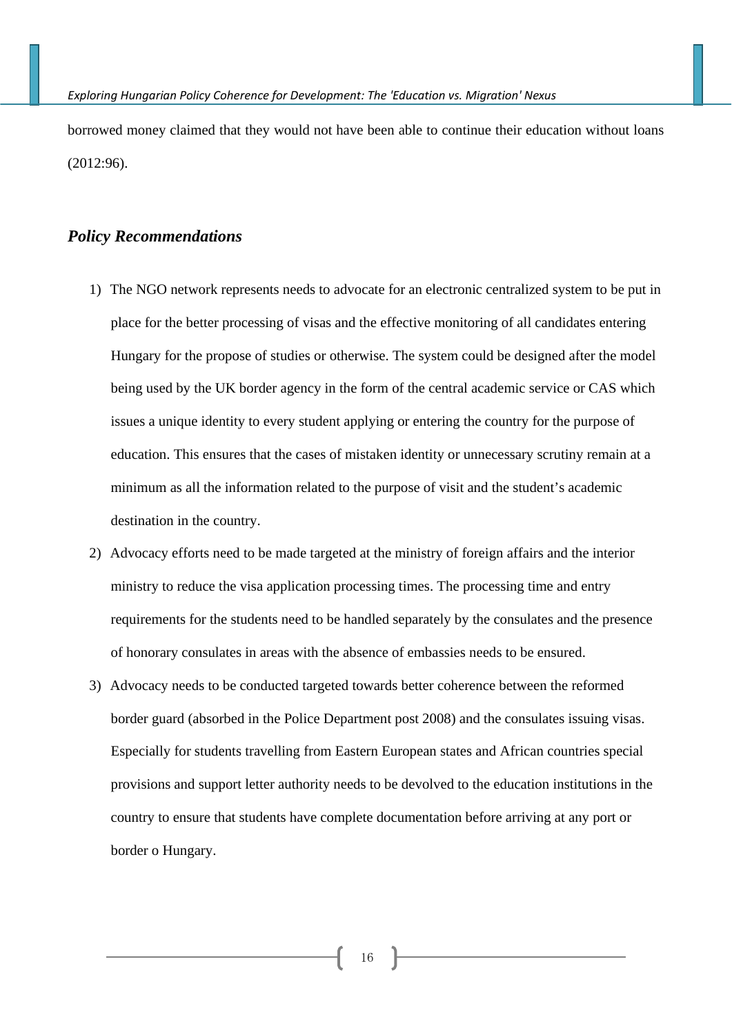borrowed money claimed that they would not have been able to continue their education without loans (2012:96).

### *Policy Recommendations*

1) The NGO network represents needs to advocate for an electronic centralized system to be put in place for the better processing of visas and the effective monitoring of all candidates entering Hungary for the propose of studies or otherwise. The system could be designed after the model being used by the UK border agency in the form of the central academic service or CAS which issues a unique identity to every student applying or entering the country for the purpose of education. This ensures that the cases of mistaken identity or unnecessary scrutiny remain at a minimum as all the information related to the purpose of visit and the student's academic destination in the country.
2) Advocacy efforts need to be made targeted at the ministry of foreign affairs and the interior ministry to reduce the visa application processing times. The processing time and entry requirements for the students need to be handled separately by the consulates and the presence of honorary consulates in areas with the absence of embassies needs to be ensured.
3) Advocacy needs to be conducted targeted towards better coherence between the reformed border guard (absorbed in the Police Department post 2008) and the consulates issuing visas. Especially for students travelling from Eastern European states and African countries special provisions and support letter authority needs to be devolved to the education institutions in the country to ensure that students have complete documentation before arriving at any port or border o Hungary.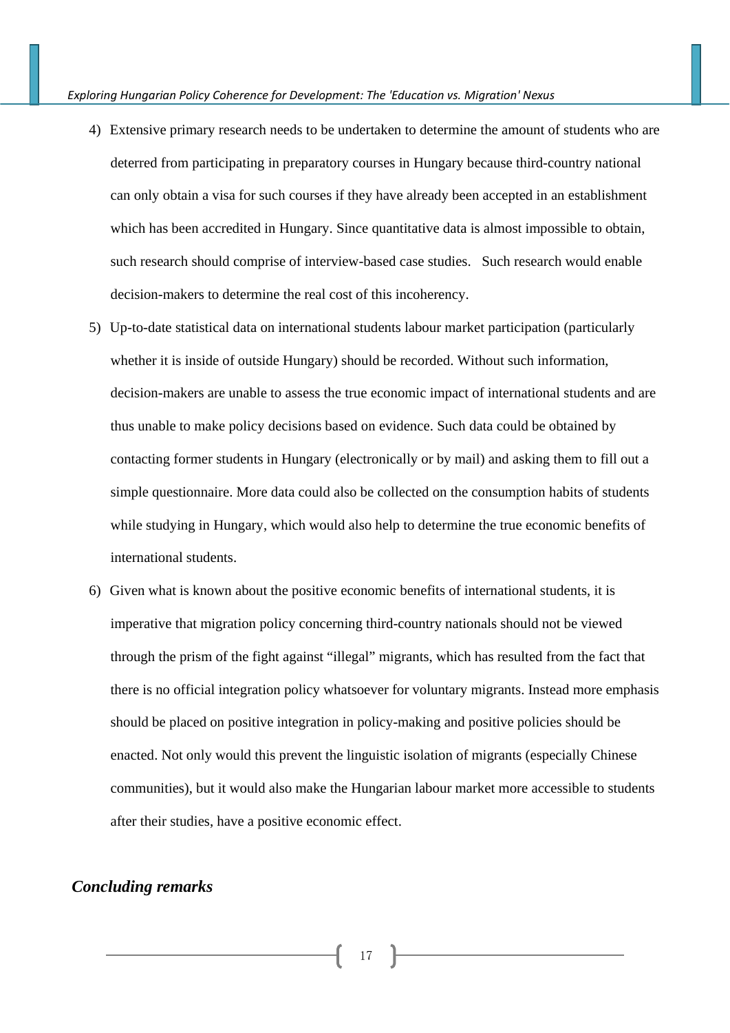4) Extensive primary research needs to be undertaken to determine the amount of students who are deterred from participating in preparatory courses in Hungary because third-country national can only obtain a visa for such courses if they have already been accepted in an establishment which has been accredited in Hungary. Since quantitative data is almost impossible to obtain, such research should comprise of interview-based case studies.   Such research would enable decision-makers to determine the real cost of this incoherency.

5) Up-to-date statistical data on international students labour market participation (particularly whether it is inside of outside Hungary) should be recorded. Without such information, decision-makers are unable to assess the true economic impact of international students and are thus unable to make policy decisions based on evidence. Such data could be obtained by contacting former students in Hungary (electronically or by mail) and asking them to fill out a simple questionnaire. More data could also be collected on the consumption habits of students while studying in Hungary, which would also help to determine the true economic benefits of international students.

6) Given what is known about the positive economic benefits of international students, it is imperative that migration policy concerning third-country nationals should not be viewed through the prism of the fight against "illegal" migrants, which has resulted from the fact that there is no official integration policy whatsoever for voluntary migrants. Instead more emphasis should be placed on positive integration in policy-making and positive policies should be enacted. Not only would this prevent the linguistic isolation of migrants (especially Chinese communities), but it would also make the Hungarian labour market more accessible to students after their studies, have a positive economic effect.

## *Concluding remarks*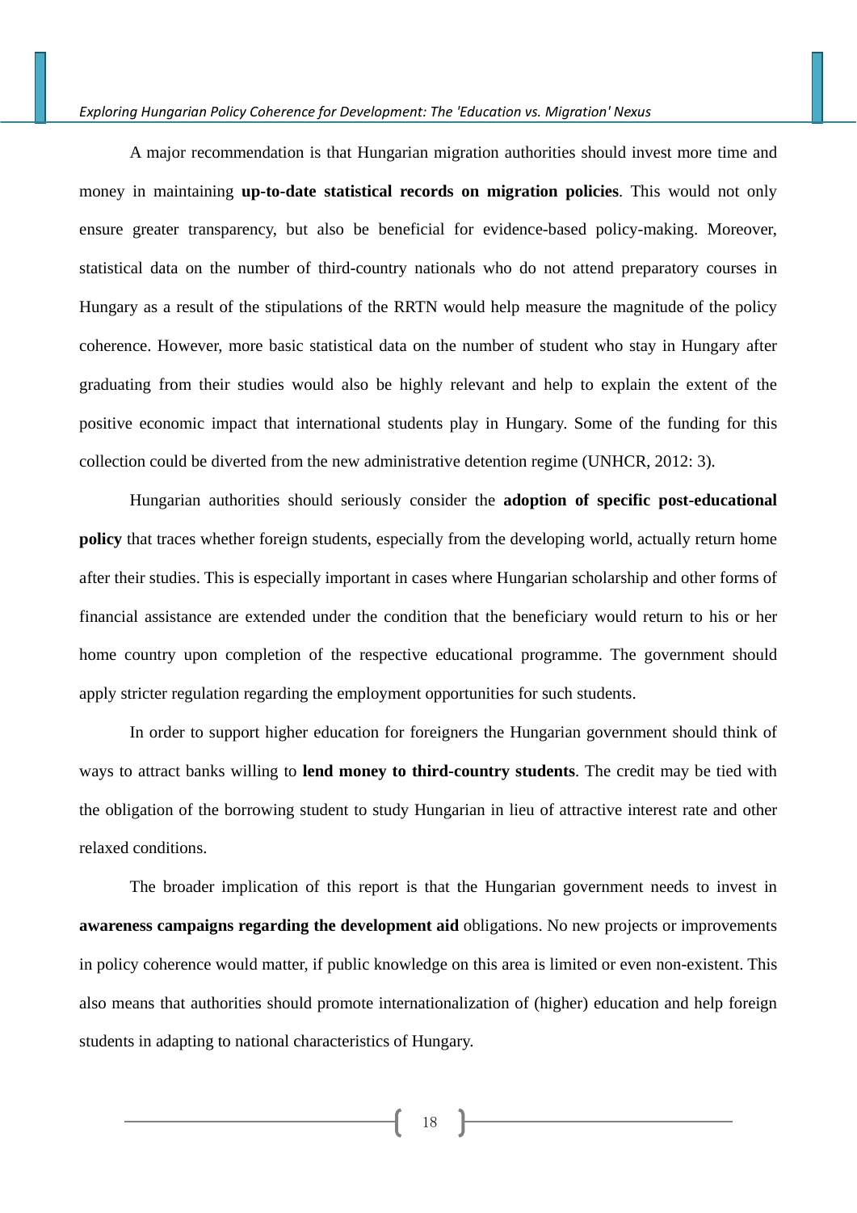A major recommendation is that Hungarian migration authorities should invest more time and money in maintaining **up-to-date statistical records on migration policies**. This would not only ensure greater transparency, but also be beneficial for evidence-based policy-making. Moreover, statistical data on the number of third-country nationals who do not attend preparatory courses in Hungary as a result of the stipulations of the RRTN would help measure the magnitude of the policy coherence. However, more basic statistical data on the number of student who stay in Hungary after graduating from their studies would also be highly relevant and help to explain the extent of the positive economic impact that international students play in Hungary. Some of the funding for this collection could be diverted from the new administrative detention regime (UNHCR, 2012: 3).

Hungarian authorities should seriously consider the **adoption of specific post-educational policy** that traces whether foreign students, especially from the developing world, actually return home after their studies. This is especially important in cases where Hungarian scholarship and other forms of financial assistance are extended under the condition that the beneficiary would return to his or her home country upon completion of the respective educational programme. The government should apply stricter regulation regarding the employment opportunities for such students.

In order to support higher education for foreigners the Hungarian government should think of ways to attract banks willing to **lend money to third-country students**. The credit may be tied with the obligation of the borrowing student to study Hungarian in lieu of attractive interest rate and other relaxed conditions.

The broader implication of this report is that the Hungarian government needs to invest in **awareness campaigns regarding the development aid** obligations. No new projects or improvements in policy coherence would matter, if public knowledge on this area is limited or even non-existent. This also means that authorities should promote internationalization of (higher) education and help foreign students in adapting to national characteristics of Hungary.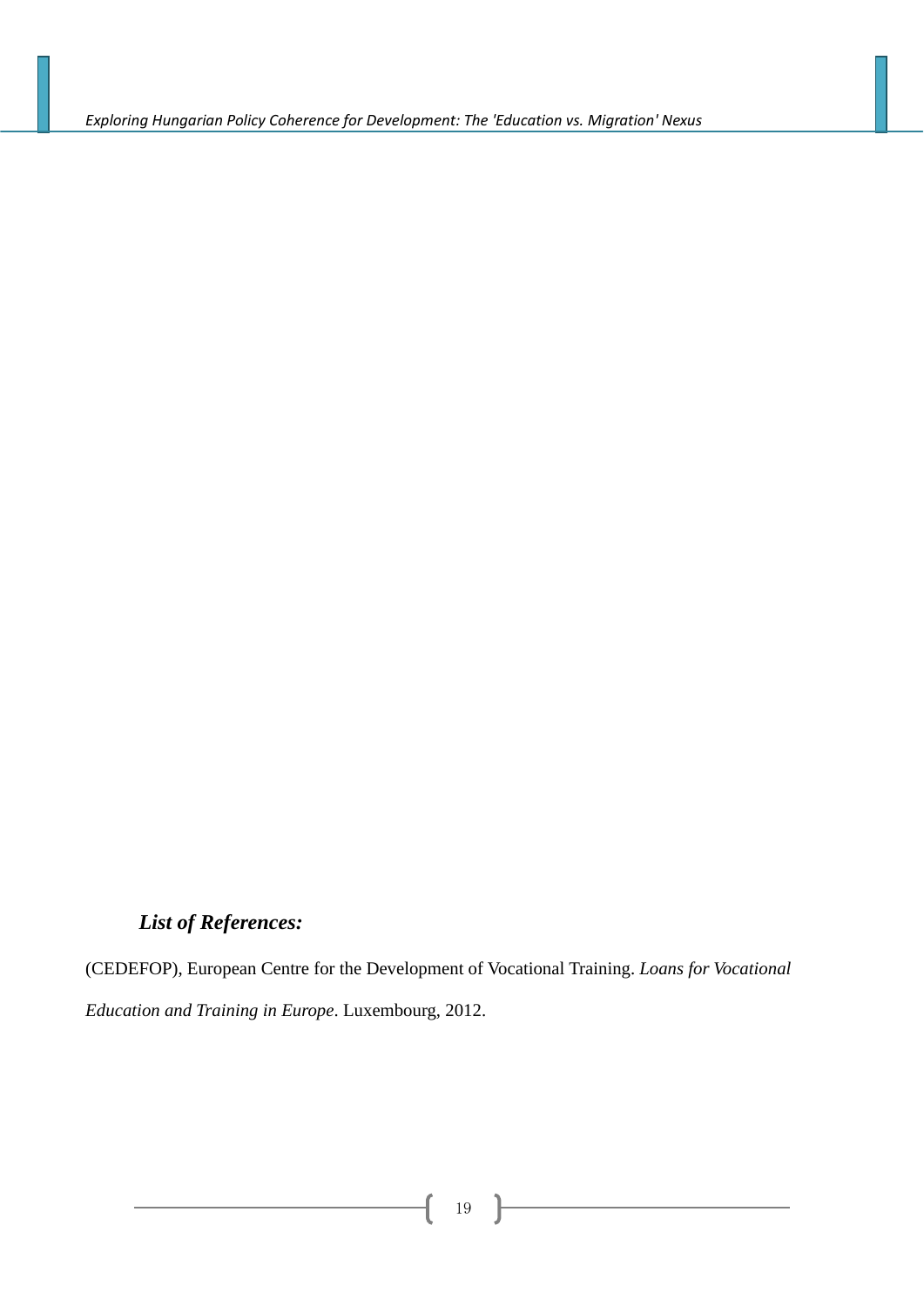## *List of References:*

(CEDEFOP), European Centre for the Development of Vocational Training. *Loans for Vocational Education and Training in Europe*. Luxembourg, 2012.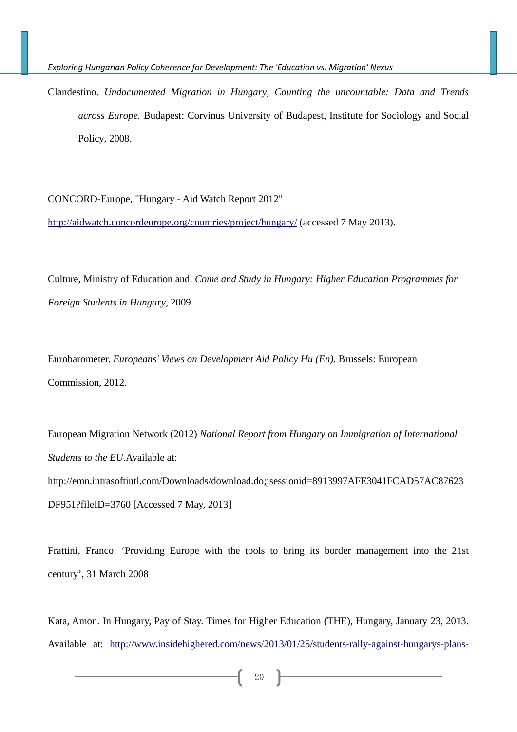Clandestino. *Undocumented Migration in Hungary, Counting the uncountable: Data and Trends across Europe*. Budapest: Corvinus University of Budapest, Institute for Sociology and Social Policy, 2008.

CONCORD-Europe, "Hungary - Aid Watch Report 2012" http://aidwatch.concordeurope.org/countries/project/hungary/ (accessed 7 May 2013).

Culture, Ministry of Education and. *Come and Study in Hungary: Higher Education Programmes for Foreign Students in Hungary*, 2009.

Eurobarometer. *Europeans' Views on Development Aid Policy Hu (En)*. Brussels: European Commission, 2012.

European Migration Network (2012) *National Report from Hungary on Immigration of International Students to the EU*.Available at: http://emn.intrasoftintl.com/Downloads/download.do;jsessionid=8913997AFE3041FCAD57AC87623DF951?fileID=3760 [Accessed 7 May, 2013]

Frattini, Franco. 'Providing Europe with the tools to bring its border management into the 21st century', 31 March 2008

Kata, Amon. In Hungary, Pay of Stay. Times for Higher Education (THE), Hungary, January 23, 2013. Available at: http://www.insidehighered.com/news/2013/01/25/students-rally-against-hungarys-plans-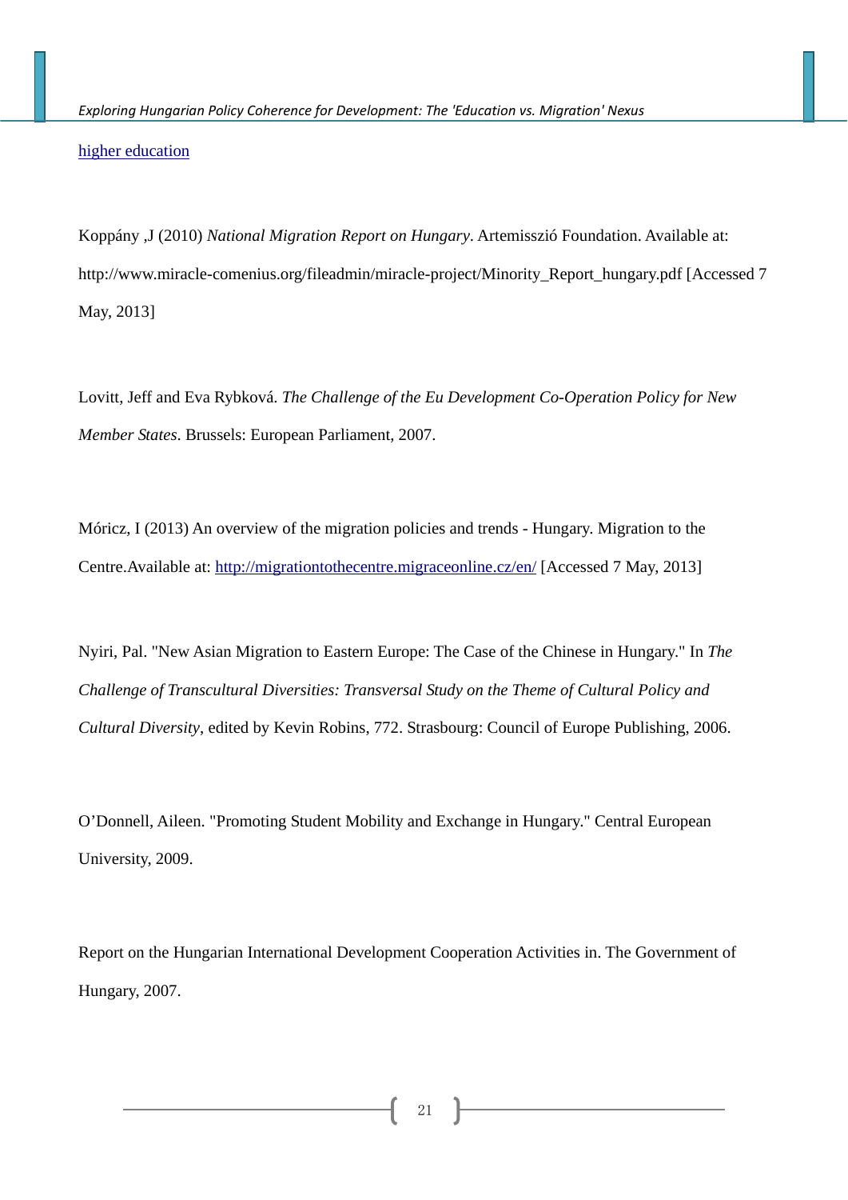higher education

Koppány ,J (2010) *National Migration Report on Hungary*. Artemisszió Foundation. Available at: http://www.miracle-comenius.org/fileadmin/miracle-project/Minority_Report_hungary.pdf [Accessed 7 May, 2013]

Lovitt, Jeff and Eva Rybková. *The Challenge of the Eu Development Co-Operation Policy for New Member States*. Brussels: European Parliament, 2007.

Móricz, I (2013) An overview of the migration policies and trends - Hungary. Migration to the Centre.Available at: http://migrationtothecentre.migraceonline.cz/en/ [Accessed 7 May, 2013]

Nyiri, Pal. "New Asian Migration to Eastern Europe: The Case of the Chinese in Hungary." In *The Challenge of Transcultural Diversities: Transversal Study on the Theme of Cultural Policy and Cultural Diversity*, edited by Kevin Robins, 772. Strasbourg: Council of Europe Publishing, 2006.

O'Donnell, Aileen. "Promoting Student Mobility and Exchange in Hungary." Central European University, 2009.

Report on the Hungarian International Development Cooperation Activities in. The Government of Hungary, 2007.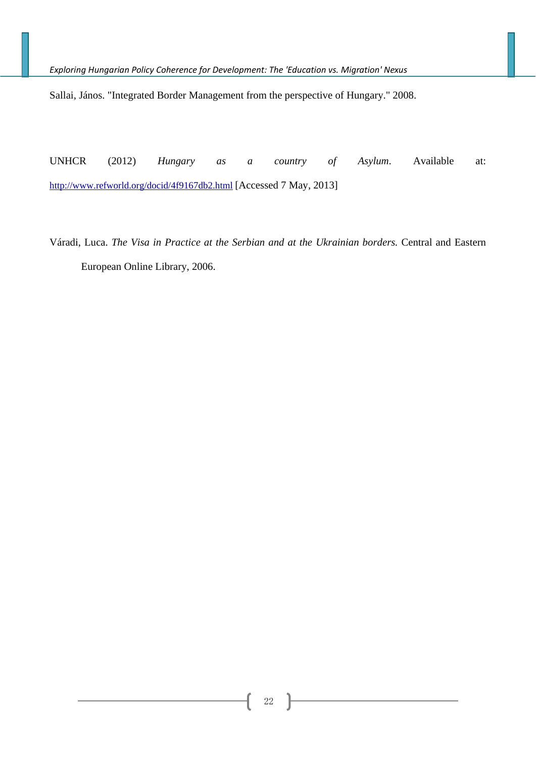Sallai, János. "Integrated Border Management from the perspective of Hungary." 2008.

UNHCR (2012) *Hungary as a country of Asylum*. Available at: http://www.refworld.org/docid/4f9167db2.html [Accessed 7 May, 2013]

Váradi, Luca. *The Visa in Practice at the Serbian and at the Ukrainian borders.* Central and Eastern European Online Library, 2006.